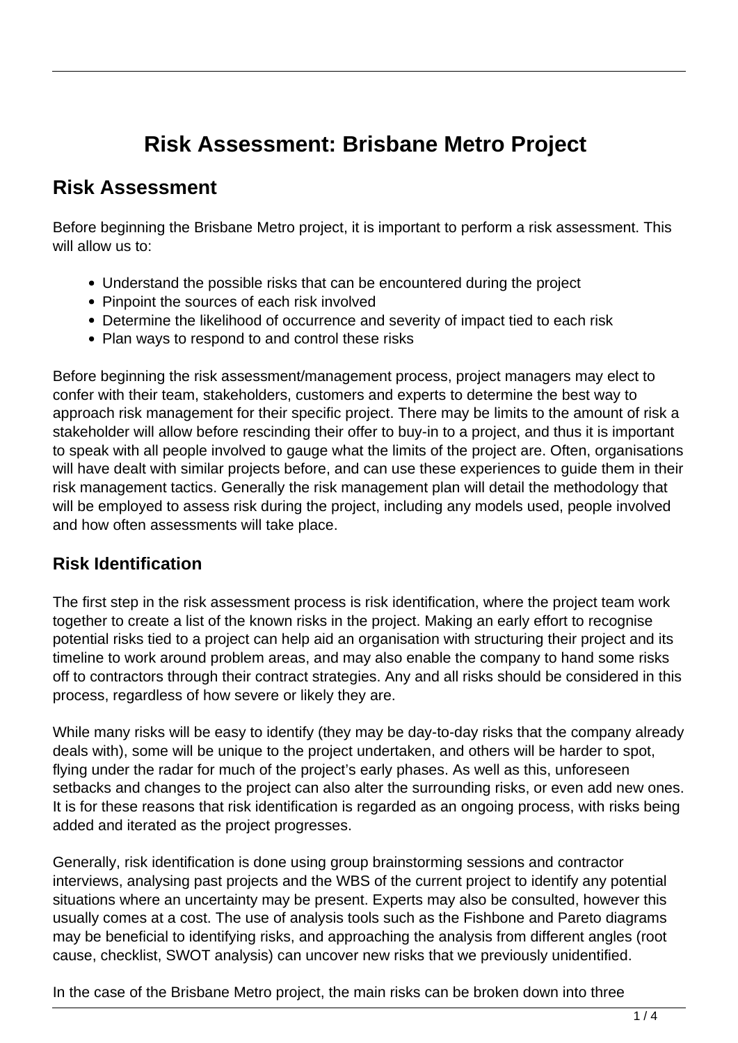# Risk Assessment: Brisbane Metro Project

## Risk Assessment

Before beginning the Brisbane Metro project, it is important to perform a risk assessment. This will allow us to:

- Understand the possible risks that can be encountered during the project
- Pinpoint the sources of each risk involved
- Determine the likelihood of occurrence and severity of impact tied to each risk
- Plan ways to respond to and control these risks

Before beginning the risk assessment/management process, project managers may elect to confer with their team, stakeholders, customers and experts to determine the best way to approach risk management for their specific project. There may be limits to the amount of risk a stakeholder will allow before rescinding their offer to buy-in to a project, and thus it is important to speak with all people involved to gauge what the limits of the project are. Often, organisations will have dealt with similar projects before, and can use these experiences to guide them in their risk management tactics. Generally the risk management plan will detail the methodology that will be employed to assess risk during the project, including any models used, people involved and how often assessments will take place.

### Risk Identification

The first step in the risk assessment process is risk identification, where the project team work together to create a list of the known risks in the project. Making an early effort to recognise potential risks tied to a project can help aid an organisation with structuring their project and its timeline to work around problem areas, and may also enable the company to hand some risks off to contractors through their contract strategies. Any and all risks should be considered in this process, regardless of how severe or likely they are.

While many risks will be easy to identify (they may be day-to-day risks that the company already deals with), some will be unique to the project undertaken, and others will be harder to spot, flying under the radar for much of the project's early phases. As well as this, unforeseen setbacks and changes to the project can also alter the surrounding risks, or even add new ones. It is for these reasons that risk identification is regarded as an ongoing process, with risks being added and iterated as the project progresses.

Generally, risk identification is done using group brainstorming sessions and contractor interviews, analysing past projects and the WBS of the current project to identify any potential situations where an uncertainty may be present. Experts may also be consulted, however this usually comes at a cost. The use of analysis tools such as the Fishbone and Pareto diagrams may be beneficial to identifying risks, and approaching the analysis from different angles (root cause, checklist, SWOT analysis) can uncover new risks that we previously unidentified.

In the case of the Brisbane Metro project, the main risks can be broken down into three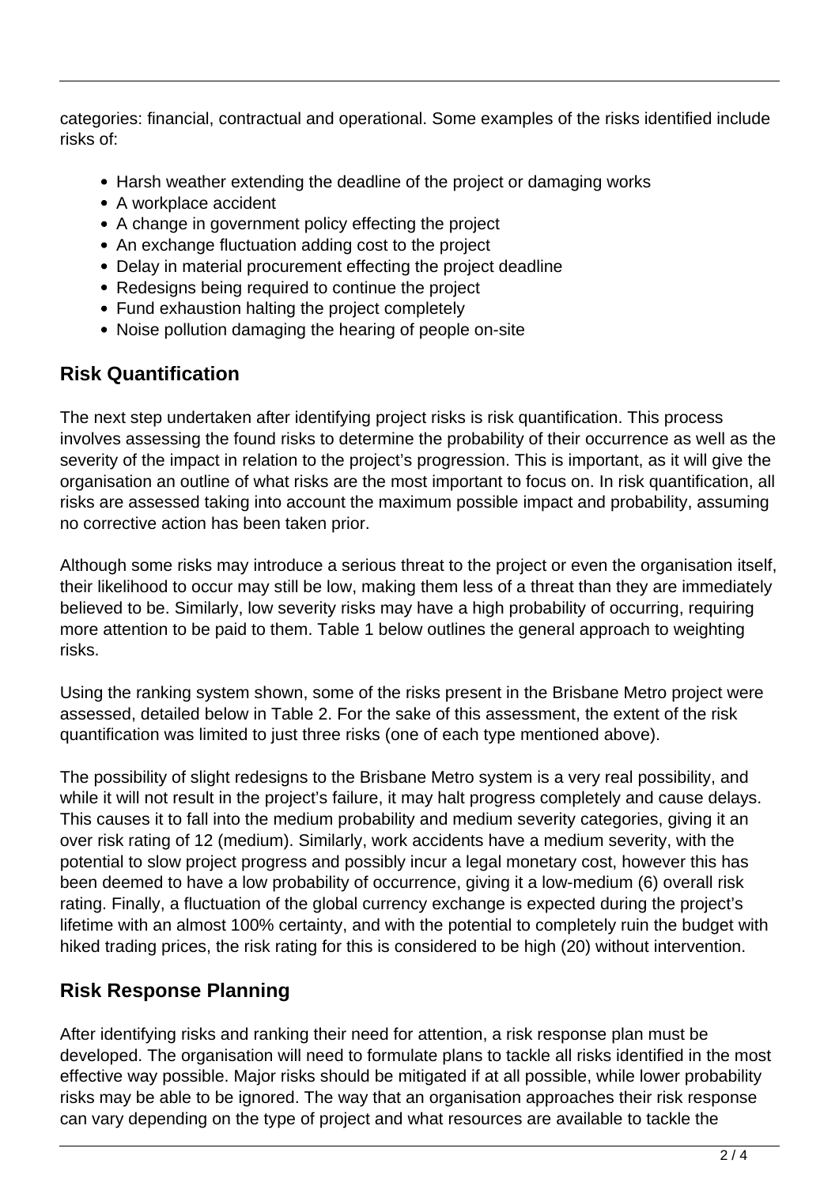categories: financial, contractual and operational. Some examples of the risks identified include risks of:

- Harsh weather extending the deadline of the project or damaging works
- A workplace accident
- A change in government policy effecting the project
- An exchange fluctuation adding cost to the project
- Delay in material procurement effecting the project deadline
- Redesigns being required to continue the project
- Fund exhaustion halting the project completely
- Noise pollution damaging the hearing of people on-site

## Risk Quantification

The next step undertaken after identifying project risks is risk quantification. This process involves assessing the found risks to determine the probability of their occurrence as well as the severity of the impact in relation to the project's progression. This is important, as it will give the organisation an outline of what risks are the most important to focus on. In risk quantification, all risks are assessed taking into account the maximum possible impact and probability, assuming no corrective action has been taken prior.

Although some risks may introduce a serious threat to the project or even the organisation itself, their likelihood to occur may still be low, making them less of a threat than they are immediately believed to be. Similarly, low severity risks may have a high probability of occurring, requiring more attention to be paid to them. Table 1 below outlines the general approach to weighting risks.

Using the ranking system shown, some of the risks present in the Brisbane Metro project were assessed, detailed below in Table 2. For the sake of this assessment, the extent of the risk quantification was limited to just three risks (one of each type mentioned above).

The possibility of slight redesigns to the Brisbane Metro system is a very real possibility, and while it will not result in the project's failure, it may halt progress completely and cause delays. This causes it to fall into the medium probability and medium severity categories, giving it an over risk rating of 12 (medium). Similarly, work accidents have a medium severity, with the potential to slow project progress and possibly incur a legal monetary cost, however this has been deemed to have a low probability of occurrence, giving it a low-medium (6) overall risk rating. Finally, a fluctuation of the global currency exchange is expected during the project's lifetime with an almost 100% certainty, and with the potential to completely ruin the budget with hiked trading prices, the risk rating for this is considered to be high (20) without intervention.

## Risk Response Planning

After identifying risks and ranking their need for attention, a risk response plan must be developed. The organisation will need to formulate plans to tackle all risks identified in the most effective way possible. Major risks should be mitigated if at all possible, while lower probability risks may be able to be ignored. The way that an organisation approaches their risk response can vary depending on the type of project and what resources are available to tackle the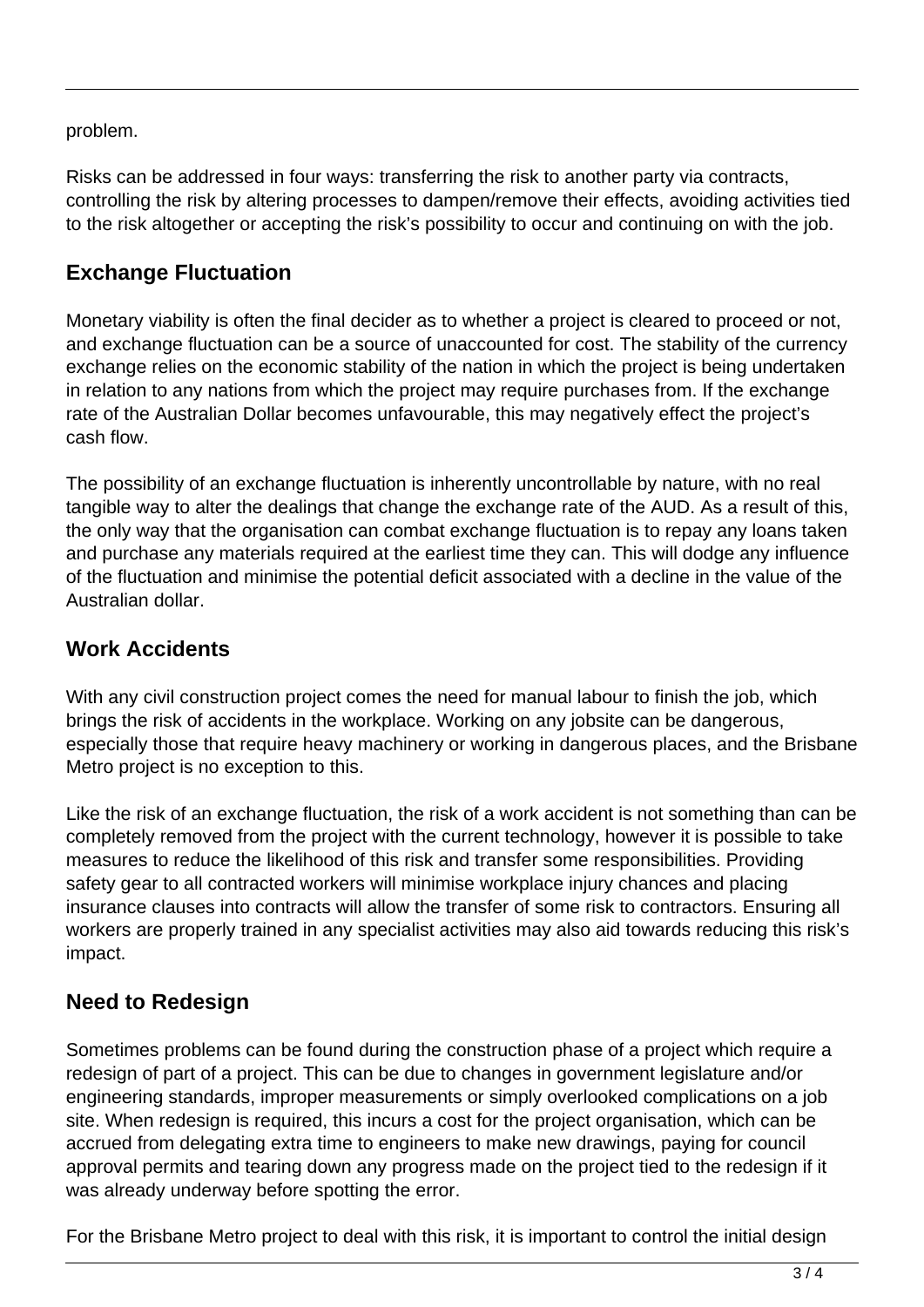problem.

Risks can be addressed in four ways: transferring the risk to another party via contracts, controlling the risk by altering processes to dampen/remove their effects, avoiding activities tied to the risk altogether or accepting the risk's possibility to occur and continuing on with the job.

## Exchange Fluctuation

Monetary viability is often the final decider as to whether a project is cleared to proceed or not, and exchange fluctuation can be a source of unaccounted for cost. The stability of the currency exchange relies on the economic stability of the nation in which the project is being undertaken in relation to any nations from which the project may require purchases from. If the exchange rate of the Australian Dollar becomes unfavourable, this may negatively effect the project's cash flow.

The possibility of an exchange fluctuation is inherently uncontrollable by nature, with no real tangible way to alter the dealings that change the exchange rate of the AUD. As a result of this, the only way that the organisation can combat exchange fluctuation is to repay any loans taken and purchase any materials required at the earliest time they can. This will dodge any influence of the fluctuation and minimise the potential deficit associated with a decline in the value of the Australian dollar.

## Work Accidents

With any civil construction project comes the need for manual labour to finish the job, which brings the risk of accidents in the workplace. Working on any jobsite can be dangerous, especially those that require heavy machinery or working in dangerous places, and the Brisbane Metro project is no exception to this.

Like the risk of an exchange fluctuation, the risk of a work accident is not something than can be completely removed from the project with the current technology, however it is possible to take measures to reduce the likelihood of this risk and transfer some responsibilities. Providing safety gear to all contracted workers will minimise workplace injury chances and placing insurance clauses into contracts will allow the transfer of some risk to contractors. Ensuring all workers are properly trained in any specialist activities may also aid towards reducing this risk's impact.

## Need to Redesign

Sometimes problems can be found during the construction phase of a project which require a redesign of part of a project. This can be due to changes in government legislature and/or engineering standards, improper measurements or simply overlooked complications on a job site. When redesign is required, this incurs a cost for the project organisation, which can be accrued from delegating extra time to engineers to make new drawings, paying for council approval permits and tearing down any progress made on the project tied to the redesign if it was already underway before spotting the error.

For the Brisbane Metro project to deal with this risk, it is important to control the initial design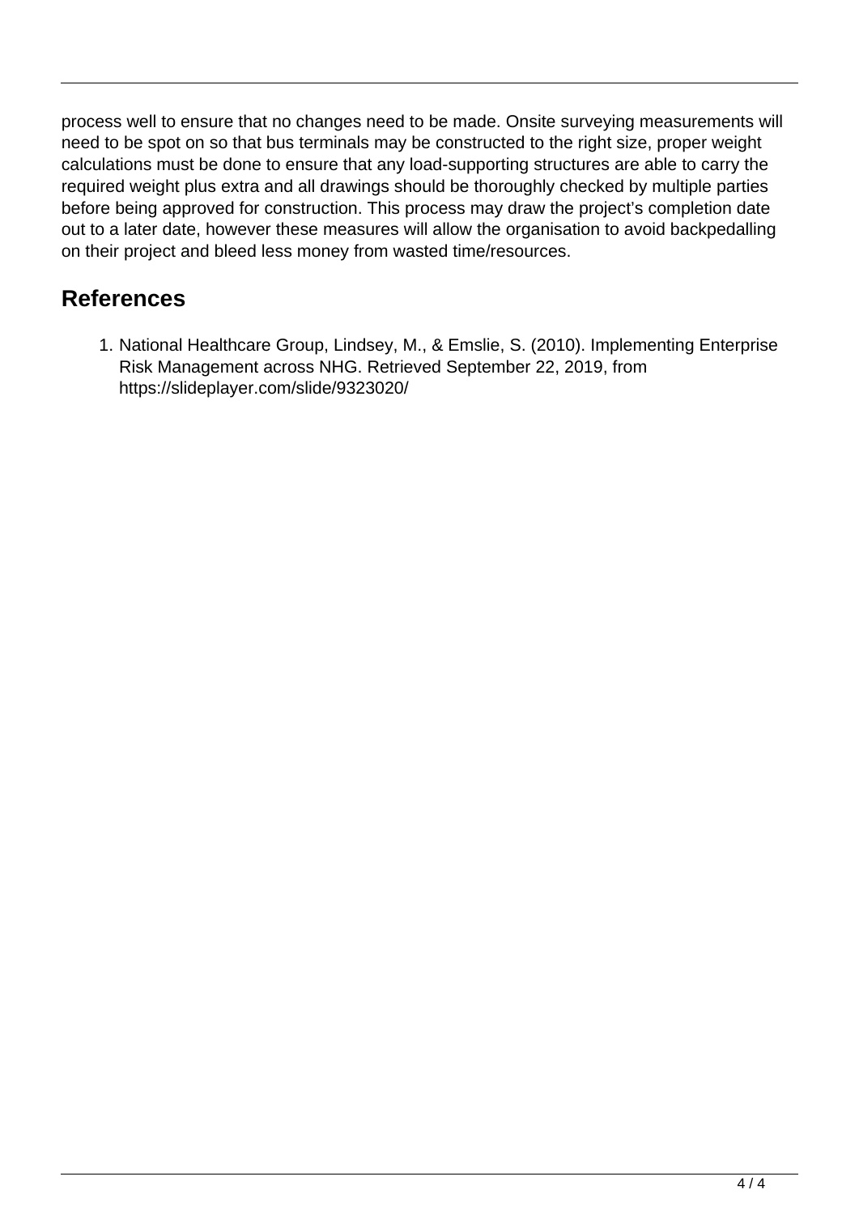process well to ensure that no changes need to be made. Onsite surveying measurements will need to be spot on so that bus terminals may be constructed to the right size, proper weight calculations must be done to ensure that any load-supporting structures are able to carry the required weight plus extra and all drawings should be thoroughly checked by multiple parties before being approved for construction. This process may draw the project's completion date out to a later date, however these measures will allow the organisation to avoid backpedalling on their project and bleed less money from wasted time/resources.

## References

1. National Healthcare Group, Lindsey, M., & Emslie, S. (2010). Implementing Enterprise Risk Management across NHG. Retrieved September 22, 2019, from https://slideplayer.com/slide/9323020/